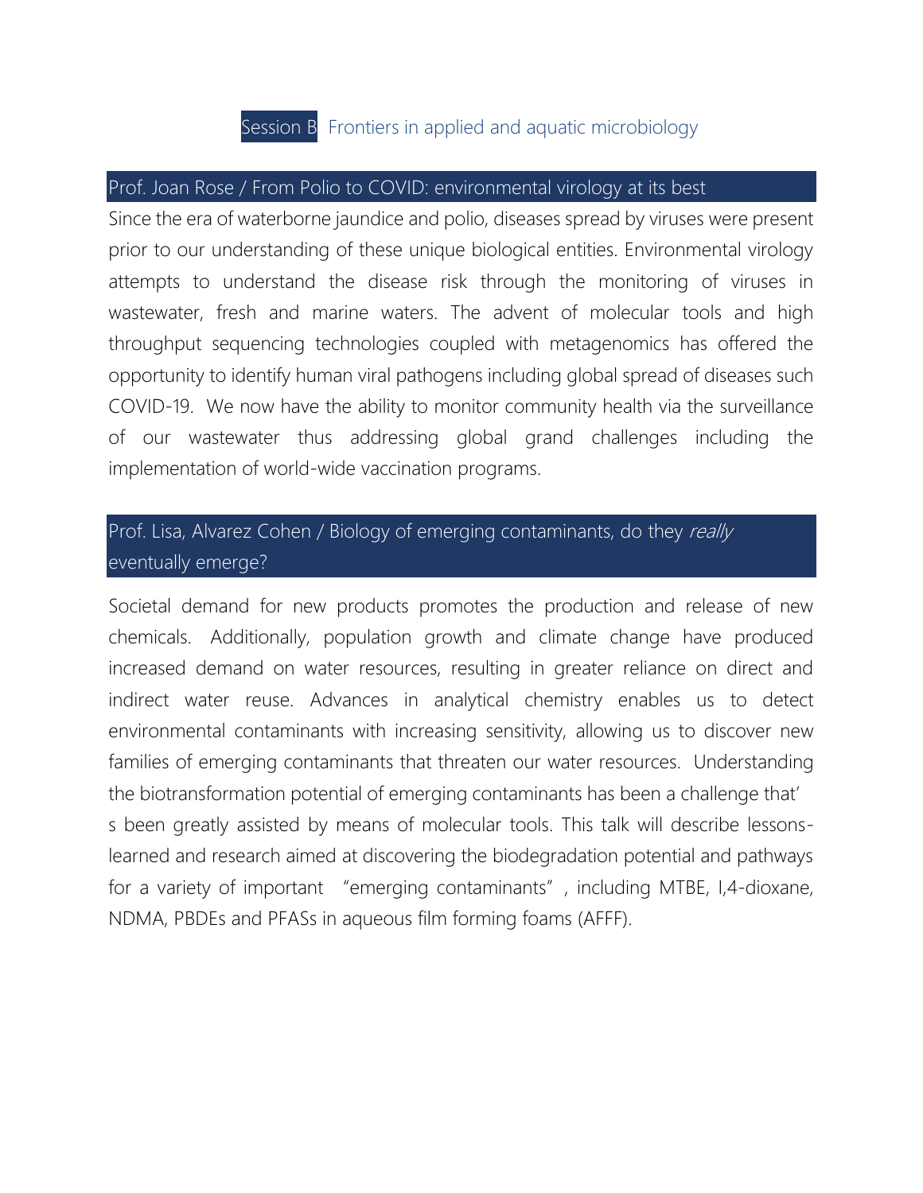# Session B Frontiers in applied and aquatic microbiology

## Prof. Joan Rose / From Polio to COVID: environmental virology at its best

Since the era of waterborne jaundice and polio, diseases spread by viruses were present prior to our understanding of these unique biological entities. Environmental virology attempts to understand the disease risk through the monitoring of viruses in wastewater, fresh and marine waters. The advent of molecular tools and high throughput sequencing technologies coupled with metagenomics has offered the opportunity to identify human viral pathogens including global spread of diseases such COVID-19. We now have the ability to monitor community health via the surveillance of our wastewater thus addressing global grand challenges including the implementation of world-wide vaccination programs.

## Prof. Lisa, Alvarez Cohen / Biology of emerging contaminants, do they *really* eventually emerge?

Societal demand for new products promotes the production and release of new chemicals. Additionally, population growth and climate change have produced increased demand on water resources, resulting in greater reliance on direct and indirect water reuse. Advances in analytical chemistry enables us to detect environmental contaminants with increasing sensitivity, allowing us to discover new families of emerging contaminants that threaten our water resources. Understanding the biotransformation potential of emerging contaminants has been a challenge that's been greatly assisted by means of molecular tools. This talk will describe lessons-learned and research aimed at discovering the biodegradation potential and pathways for a variety of important "emerging contaminants", including MTBE, 1,4-dioxane, NDMA, PBDEs and PFASs in aqueous film forming foams (AFFF).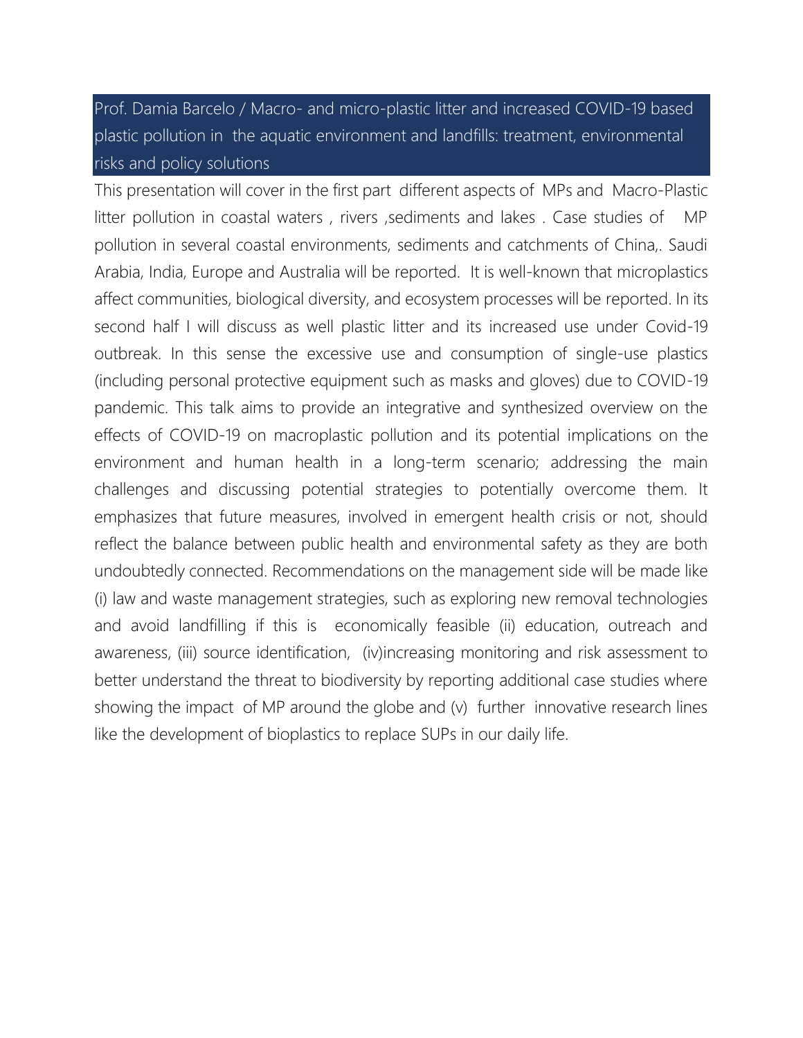## Prof. Damia Barcelo / Macro- and micro-plastic litter and increased COVID-19 based plastic pollution in the aquatic environment and landfills: treatment, environmental risks and policy solutions

This presentation will cover in the first part different aspects of MPs and Macro-Plastic litter pollution in coastal waters , rivers ,sediments and lakes . Case studies of MP pollution in several coastal environments, sediments and catchments of China,. Saudi Arabia, India, Europe and Australia will be reported. It is well-known that microplastics affect communities, biological diversity, and ecosystem processes will be reported. In its second half I will discuss as well plastic litter and its increased use under Covid-19 outbreak. In this sense the excessive use and consumption of single-use plastics (including personal protective equipment such as masks and gloves) due to COVID-19 pandemic. This talk aims to provide an integrative and synthesized overview on the effects of COVID-19 on macroplastic pollution and its potential implications on the environment and human health in a long-term scenario; addressing the main challenges and discussing potential strategies to potentially overcome them. It emphasizes that future measures, involved in emergent health crisis or not, should reflect the balance between public health and environmental safety as they are both undoubtedly connected. Recommendations on the management side will be made like (i) law and waste management strategies, such as exploring new removal technologies and avoid landfilling if this is economically feasible (ii) education, outreach and awareness, (iii) source identification, (iv)increasing monitoring and risk assessment to better understand the threat to biodiversity by reporting additional case studies where showing the impact of MP around the globe and (v) further innovative research lines like the development of bioplastics to replace SUPs in our daily life.